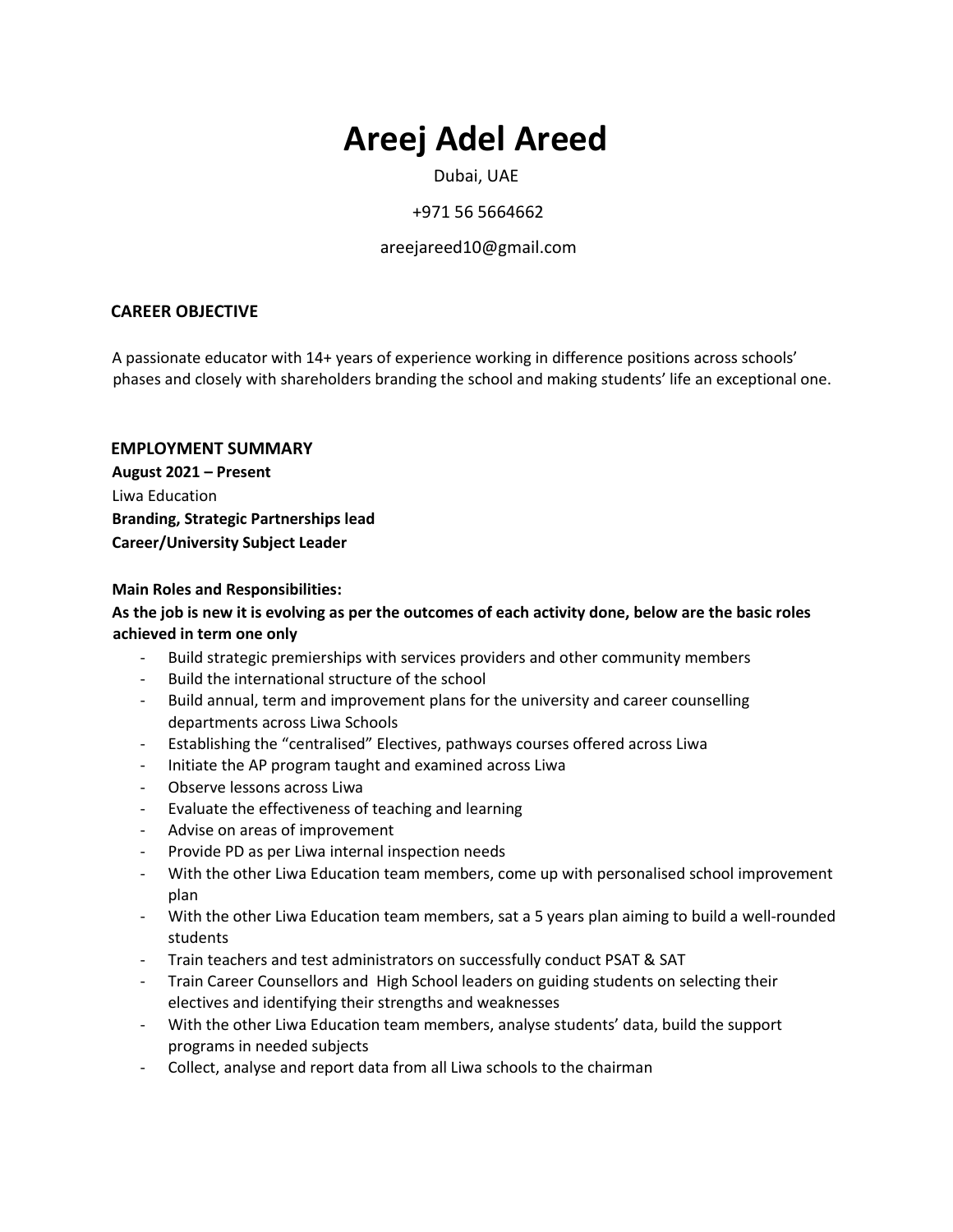# Areej Adel Areed

Dubai, UAE

+971 56 5664662

areejareed10@gmail.com

## CAREER OBJECTIVE

A passionate educator with 14+ years of experience working in difference positions across schools' phases and closely with shareholders branding the school and making students' life an exceptional one.

## EMPLOYMENT SUMMARY

**August 2021 – Present**

Liwa Education

**Branding, Strategic Partnerships lead**

**Career/University Subject Leader**

**Main Roles and Responsibilities:**

**As the job is new it is evolving as per the outcomes of each activity done, below are the basic roles achieved in term one only**

- Build strategic premierships with services providers and other community members
- Build the international structure of the school
- Build annual, term and improvement plans for the university and career counselling departments across Liwa Schools
- Establishing the "centralised" Electives, pathways courses offered across Liwa
- Initiate the AP program taught and examined across Liwa
- Observe lessons across Liwa
- Evaluate the effectiveness of teaching and learning
- Advise on areas of improvement
- Provide PD as per Liwa internal inspection needs
- With the other Liwa Education team members, come up with personalised school improvement plan
- With the other Liwa Education team members, sat a 5 years plan aiming to build a well-rounded students
- Train teachers and test administrators on successfully conduct PSAT & SAT
- Train Career Counsellors and High School leaders on guiding students on selecting their electives and identifying their strengths and weaknesses
- With the other Liwa Education team members, analyse students' data, build the support programs in needed subjects
- Collect, analyse and report data from all Liwa schools to the chairman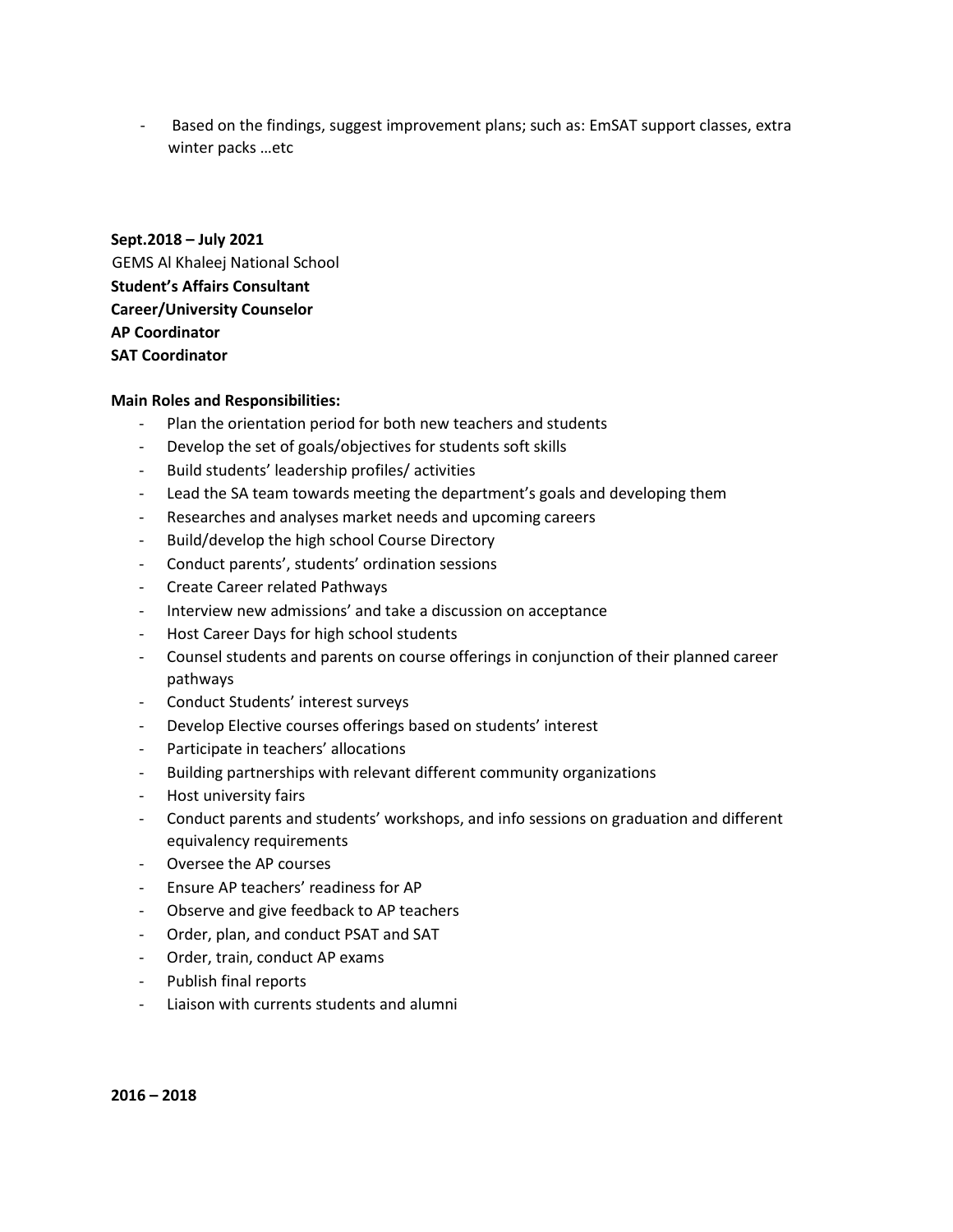- Based on the findings, suggest improvement plans; such as: EmSAT support classes, extra winter packs …etc

**Sept.2018 – July 2021**
GEMS Al Khaleej National School
**Student's Affairs Consultant**
**Career/University Counselor**
**AP Coordinator**
**SAT Coordinator**

**Main Roles and Responsibilities:**

- Plan the orientation period for both new teachers and students
- Develop the set of goals/objectives for students soft skills
- Build students' leadership profiles/ activities
- Lead the SA team towards meeting the department's goals and developing them
- Researches and analyses market needs and upcoming careers
- Build/develop the high school Course Directory
- Conduct parents', students' ordination sessions
- Create Career related Pathways
- Interview new admissions' and take a discussion on acceptance
- Host Career Days for high school students
- Counsel students and parents on course offerings in conjunction of their planned career pathways
- Conduct Students' interest surveys
- Develop Elective courses offerings based on students' interest
- Participate in teachers' allocations
- Building partnerships with relevant different community organizations
- Host university fairs
- Conduct parents and students' workshops, and info sessions on graduation and different equivalency requirements
- Oversee the AP courses
- Ensure AP teachers' readiness for AP
- Observe and give feedback to AP teachers
- Order, plan, and conduct PSAT and SAT
- Order, train, conduct AP exams
- Publish final reports
- Liaison with currents students and alumni

**2016 – 2018**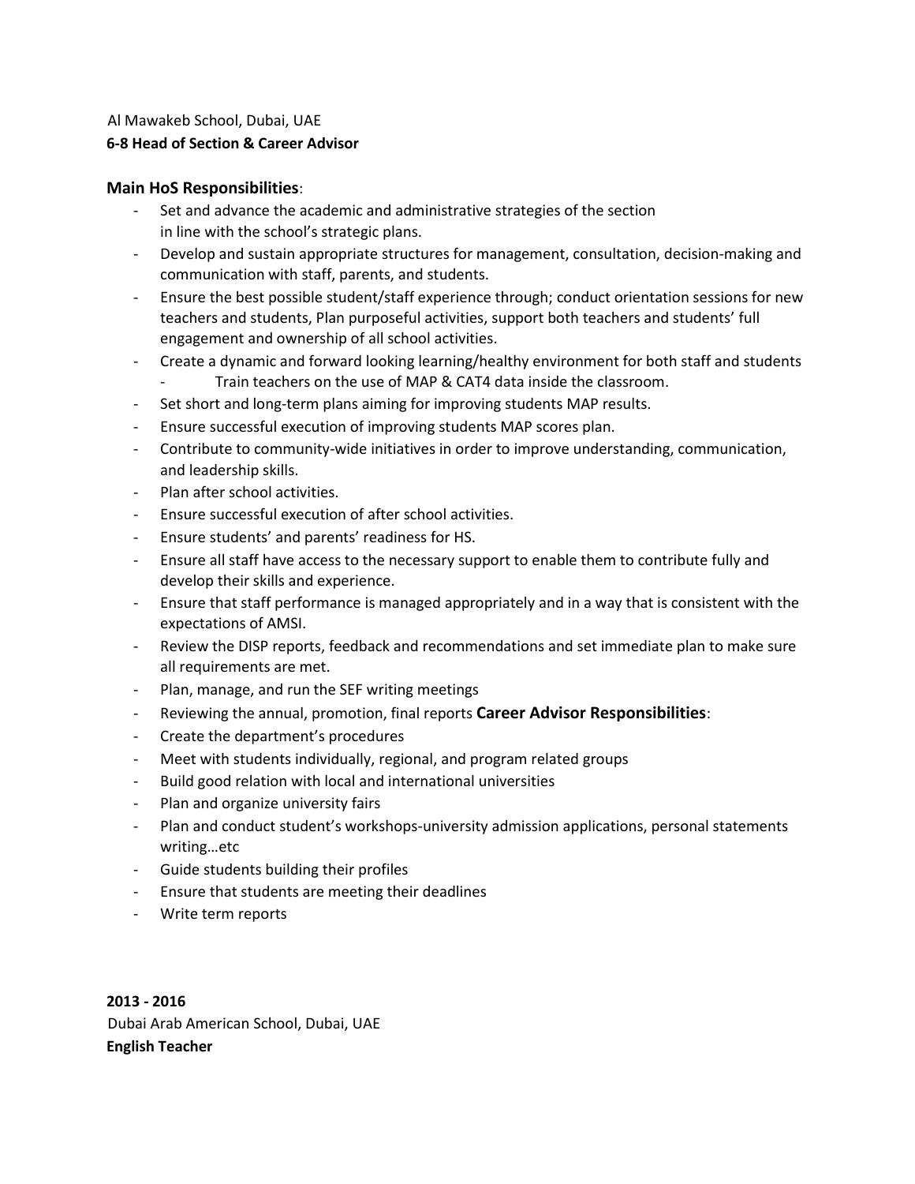Al Mawakeb School, Dubai, UAE

**6-8 Head of Section & Career Advisor**

**Main HoS Responsibilities**:

- Set and advance the academic and administrative strategies of the section in line with the school's strategic plans.
- Develop and sustain appropriate structures for management, consultation, decision-making and communication with staff, parents, and students.
- Ensure the best possible student/staff experience through; conduct orientation sessions for new teachers and students, Plan purposeful activities, support both teachers and students' full engagement and ownership of all school activities.
- Create a dynamic and forward looking learning/healthy environment for both staff and students
  - Train teachers on the use of MAP & CAT4 data inside the classroom.
- Set short and long-term plans aiming for improving students MAP results.
- Ensure successful execution of improving students MAP scores plan.
- Contribute to community-wide initiatives in order to improve understanding, communication, and leadership skills.
- Plan after school activities.
- Ensure successful execution of after school activities.
- Ensure students' and parents' readiness for HS.
- Ensure all staff have access to the necessary support to enable them to contribute fully and develop their skills and experience.
- Ensure that staff performance is managed appropriately and in a way that is consistent with the expectations of AMSI.
- Review the DISP reports, feedback and recommendations and set immediate plan to make sure all requirements are met.
- Plan, manage, and run the SEF writing meetings
- Reviewing the annual, promotion, final reports **Career Advisor Responsibilities**:
- Create the department's procedures
- Meet with students individually, regional, and program related groups
- Build good relation with local and international universities
- Plan and organize university fairs
- Plan and conduct student's workshops-university admission applications, personal statements writing…etc
- Guide students building their profiles
- Ensure that students are meeting their deadlines
- Write term reports

**2013 - 2016**

Dubai Arab American School, Dubai, UAE

**English Teacher**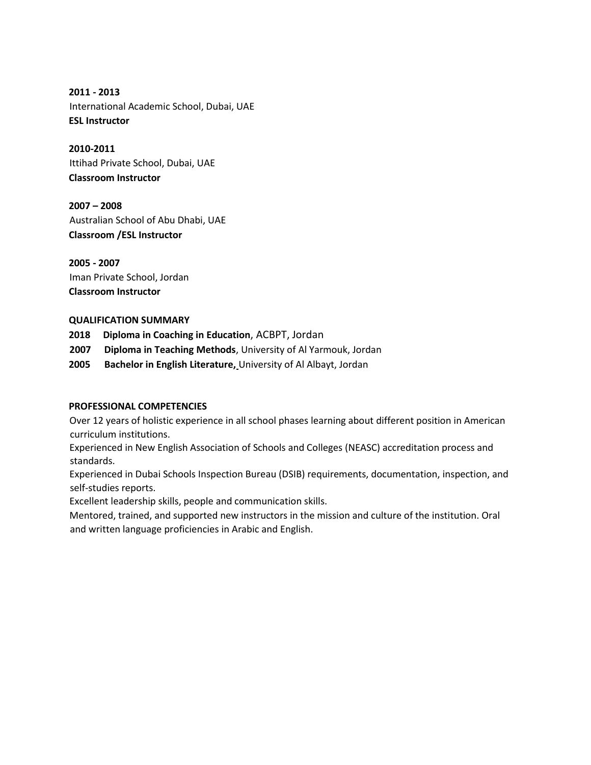**2011 - 2013**
International Academic School, Dubai, UAE
**ESL Instructor**

**2010-2011**
Ittihad Private School, Dubai, UAE
**Classroom Instructor**

**2007 – 2008**
Australian School of Abu Dhabi, UAE
**Classroom /ESL Instructor**

**2005 - 2007**
Iman Private School, Jordan
**Classroom Instructor**

**QUALIFICATION SUMMARY**

**2018** **Diploma in Coaching in Education**, ACBPT, Jordan
**2007** **Diploma in Teaching Methods**, University of Al Yarmouk, Jordan
**2005** **Bachelor in English Literature,** University of Al Albayt, Jordan

**PROFESSIONAL COMPETENCIES**

Over 12 years of holistic experience in all school phases learning about different position in American curriculum institutions.
Experienced in New English Association of Schools and Colleges (NEASC) accreditation process and standards.
Experienced in Dubai Schools Inspection Bureau (DSIB) requirements, documentation, inspection, and self-studies reports.
Excellent leadership skills, people and communication skills.
Mentored, trained, and supported new instructors in the mission and culture of the institution. Oral and written language proficiencies in Arabic and English.